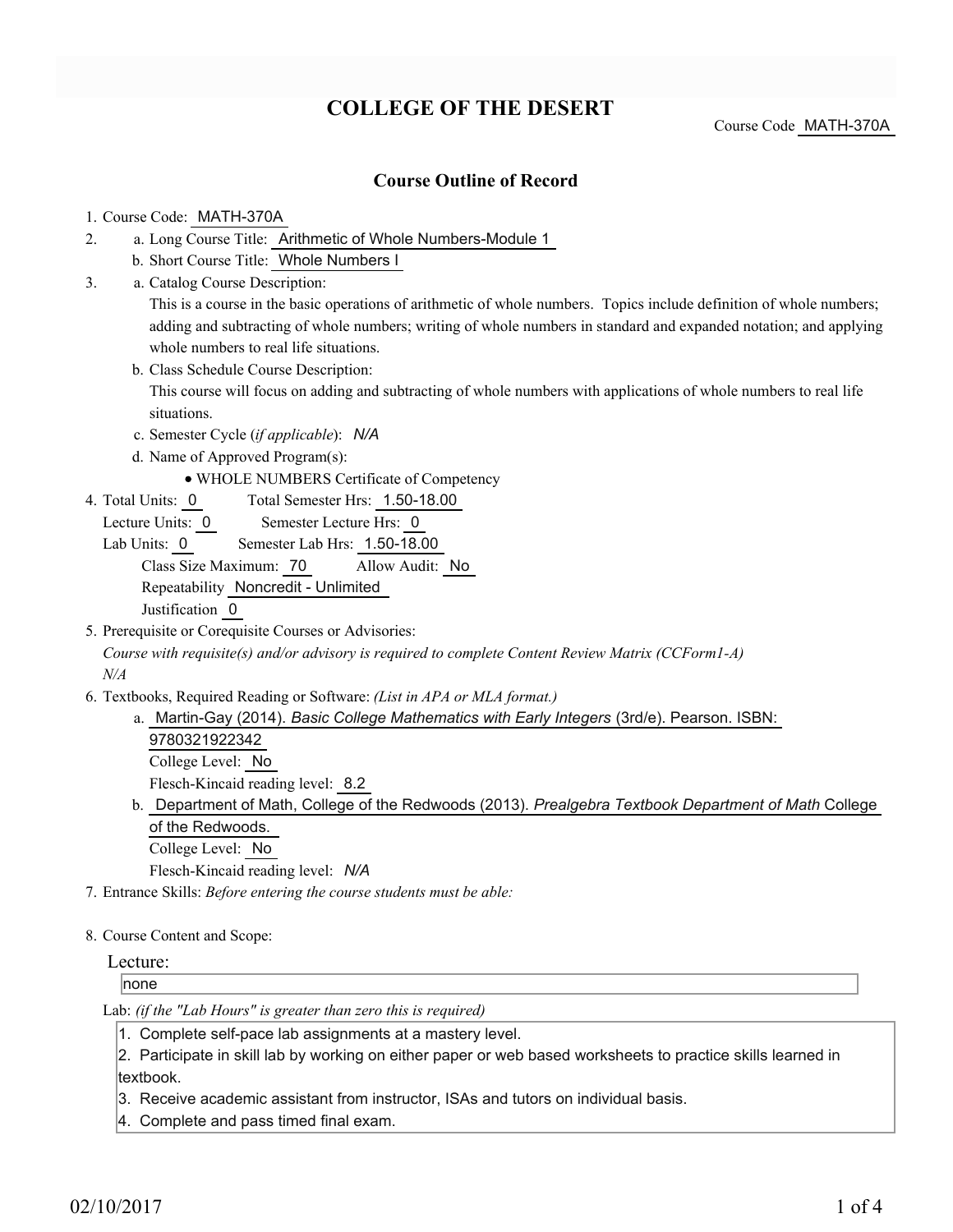# COLLEGE OF THE DESERT

Course Code MATH-370A

## Course Outline of Record

1. Course Code: MATH-370A
2. a. Long Course Title: Arithmetic of Whole Numbers-Module 1
   b. Short Course Title: Whole Numbers I
3. a. Catalog Course Description:
   This is a course in the basic operations of arithmetic of whole numbers. Topics include definition of whole numbers; adding and subtracting of whole numbers; writing of whole numbers in standard and expanded notation; and applying whole numbers to real life situations.
   b. Class Schedule Course Description:
   This course will focus on adding and subtracting of whole numbers with applications of whole numbers to real life situations.
   c. Semester Cycle (*if applicable*): *N/A*
   d. Name of Approved Program(s):
      - WHOLE NUMBERS Certificate of Competency
4. Total Units: 0  Total Semester Hrs: 1.50-18.00
   Lecture Units: 0  Semester Lecture Hrs: 0
   Lab Units: 0  Semester Lab Hrs: 1.50-18.00
   Class Size Maximum: 70  Allow Audit: No
   Repeatability Noncredit - Unlimited
   Justification 0
5. Prerequisite or Corequisite Courses or Advisories:
   *Course with requisite(s) and/or advisory is required to complete Content Review Matrix (CCForm1-A)*
   *N/A*
6. Textbooks, Required Reading or Software: *(List in APA or MLA format.)*
   a. Martin-Gay (2014). *Basic College Mathematics with Early Integers* (3rd/e). Pearson. ISBN: 9780321922342
      College Level: No
      Flesch-Kincaid reading level: 8.2
   b. Department of Math, College of the Redwoods (2013). *Prealgebra Textbook Department of Math* College of the Redwoods.
      College Level: No
      Flesch-Kincaid reading level: *N/A*
7. Entrance Skills: *Before entering the course students must be able:*
8. Course Content and Scope:

Lecture:

none

Lab: *(if the "Lab Hours" is greater than zero this is required)*

1. Complete self-pace lab assignments at a mastery level.
2. Participate in skill lab by working on either paper or web based worksheets to practice skills learned in textbook.
3. Receive academic assistant from instructor, ISAs and tutors on individual basis.
4. Complete and pass timed final exam.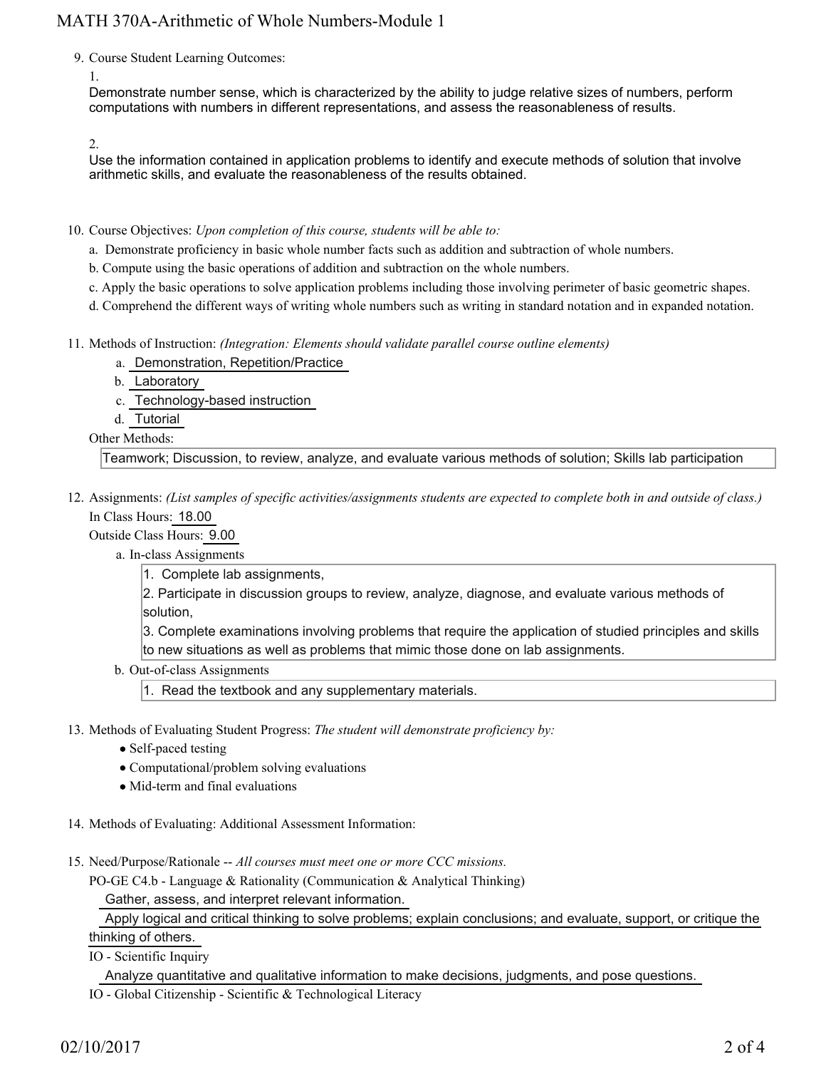9. Course Student Learning Outcomes:

   1.

   Demonstrate number sense, which is characterized by the ability to judge relative sizes of numbers, perform computations with numbers in different representations, and assess the reasonableness of results.

   2.

   Use the information contained in application problems to identify and execute methods of solution that involve arithmetic skills, and evaluate the reasonableness of the results obtained.

10. Course Objectives: *Upon completion of this course, students will be able to:*

    a. Demonstrate proficiency in basic whole number facts such as addition and subtraction of whole numbers.

    b. Compute using the basic operations of addition and subtraction on the whole numbers.

    c. Apply the basic operations to solve application problems including those involving perimeter of basic geometric shapes.

    d. Comprehend the different ways of writing whole numbers such as writing in standard notation and in expanded notation.

11. Methods of Instruction: *(Integration: Elements should validate parallel course outline elements)*

    a. Demonstration, Repetition/Practice

    b. Laboratory

    c. Technology-based instruction

    d. Tutorial

    Other Methods:

    Teamwork; Discussion, to review, analyze, and evaluate various methods of solution; Skills lab participation

12. Assignments: *(List samples of specific activities/assignments students are expected to complete both in and outside of class.)*

    In Class Hours: 18.00

    Outside Class Hours: 9.00

    a. In-class Assignments

       1. Complete lab assignments,
       2. Participate in discussion groups to review, analyze, diagnose, and evaluate various methods of solution,
       3. Complete examinations involving problems that require the application of studied principles and skills to new situations as well as problems that mimic those done on lab assignments.

    b. Out-of-class Assignments

       1. Read the textbook and any supplementary materials.

13. Methods of Evaluating Student Progress: *The student will demonstrate proficiency by:*

    - Self-paced testing
    - Computational/problem solving evaluations
    - Mid-term and final evaluations

14. Methods of Evaluating: Additional Assessment Information:

15. Need/Purpose/Rationale -- *All courses must meet one or more CCC missions.*

    PO-GE C4.b - Language & Rationality (Communication & Analytical Thinking)

    Gather, assess, and interpret relevant information.

    Apply logical and critical thinking to solve problems; explain conclusions; and evaluate, support, or critique the thinking of others.

    IO - Scientific Inquiry

    Analyze quantitative and qualitative information to make decisions, judgments, and pose questions.

    IO - Global Citizenship - Scientific & Technological Literacy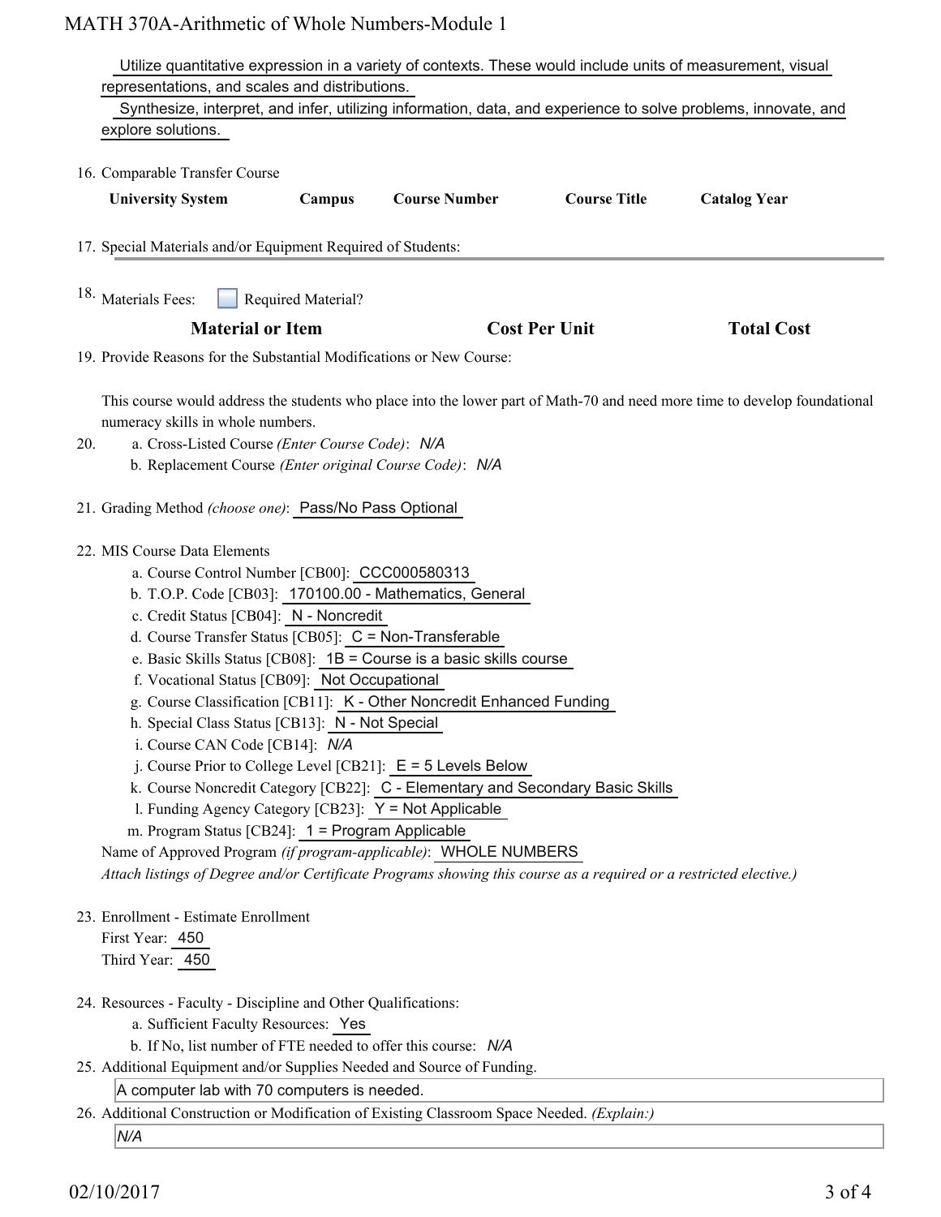Utilize quantitative expression in a variety of contexts. These would include units of measurement, visual representations, and scales and distributions.

Synthesize, interpret, and infer, utilizing information, data, and experience to solve problems, innovate, and explore solutions.

16. Comparable Transfer Course

| University System | Campus | Course Number | Course Title | Catalog Year |
|---|---|---|---|---|

17. Special Materials and/or Equipment Required of Students:

18. Materials Fees: ☐ Required Material?

| Material or Item | Cost Per Unit | Total Cost |
|---|---|---|

19. Provide Reasons for the Substantial Modifications or New Course:

This course would address the students who place into the lower part of Math-70 and need more time to develop foundational numeracy skills in whole numbers.

20. a. Cross-Listed Course *(Enter Course Code)*: *N/A*
    b. Replacement Course *(Enter original Course Code)*: *N/A*

21. Grading Method *(choose one)*: Pass/No Pass Optional

22. MIS Course Data Elements
    a. Course Control Number [CB00]: CCC000580313
    b. T.O.P. Code [CB03]: 170100.00 - Mathematics, General
    c. Credit Status [CB04]: N - Noncredit
    d. Course Transfer Status [CB05]: C = Non-Transferable
    e. Basic Skills Status [CB08]: 1B = Course is a basic skills course
    f. Vocational Status [CB09]: Not Occupational
    g. Course Classification [CB11]: K - Other Noncredit Enhanced Funding
    h. Special Class Status [CB13]: N - Not Special
    i. Course CAN Code [CB14]: *N/A*
    j. Course Prior to College Level [CB21]: E = 5 Levels Below
    k. Course Noncredit Category [CB22]: C - Elementary and Secondary Basic Skills
    l. Funding Agency Category [CB23]: Y = Not Applicable
    m. Program Status [CB24]: 1 = Program Applicable

    Name of Approved Program *(if program-applicable)*: WHOLE NUMBERS

    *Attach listings of Degree and/or Certificate Programs showing this course as a required or a restricted elective.)*

23. Enrollment - Estimate Enrollment

    First Year: 450

    Third Year: 450

24. Resources - Faculty - Discipline and Other Qualifications:
    a. Sufficient Faculty Resources: Yes
    b. If No, list number of FTE needed to offer this course: *N/A*

25. Additional Equipment and/or Supplies Needed and Source of Funding.

    A computer lab with 70 computers is needed.

26. Additional Construction or Modification of Existing Classroom Space Needed. *(Explain:)*

    *N/A*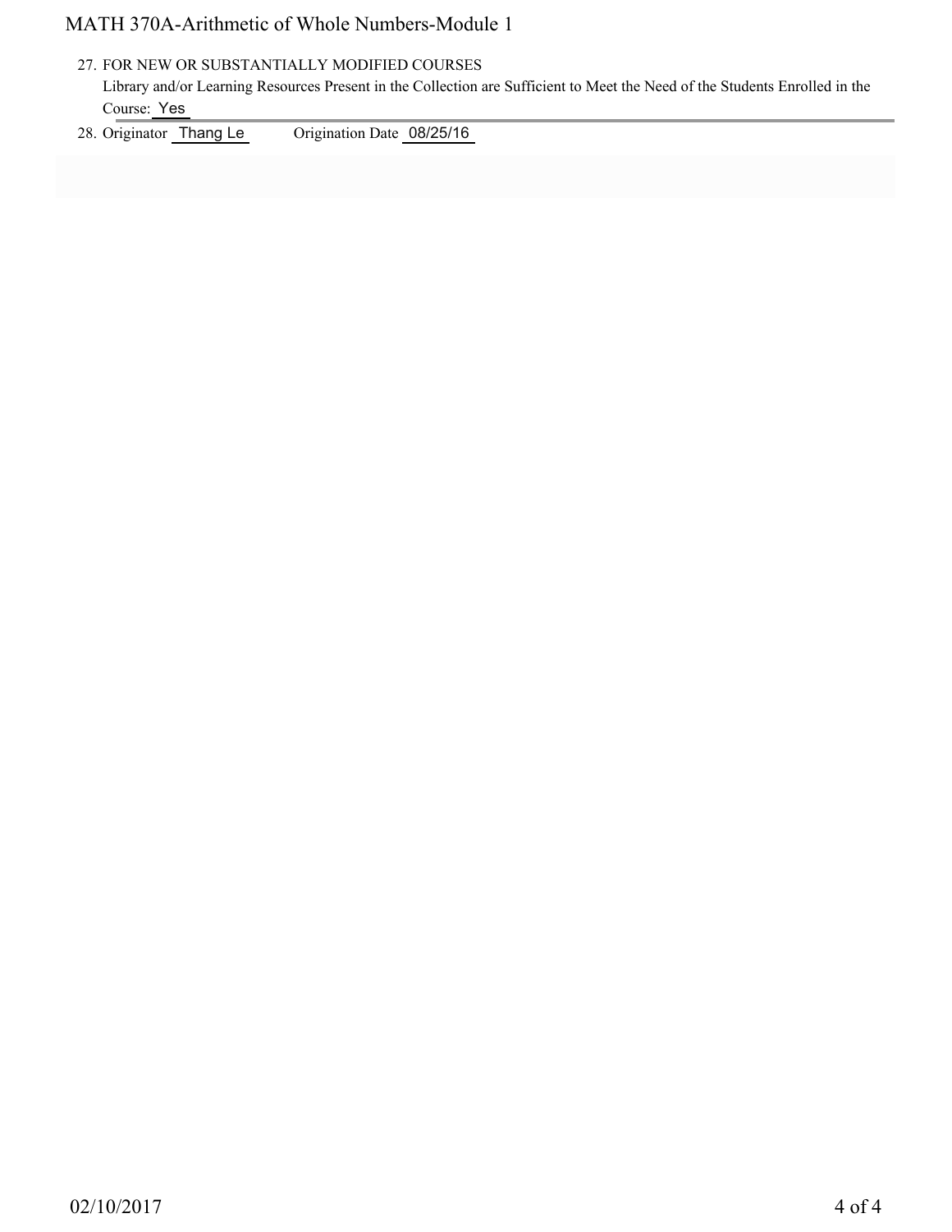27. FOR NEW OR SUBSTANTIALLY MODIFIED COURSES
    Library and/or Learning Resources Present in the Collection are Sufficient to Meet the Need of the Students Enrolled in the Course: Yes

28. Originator Thang Le Origination Date 08/25/16